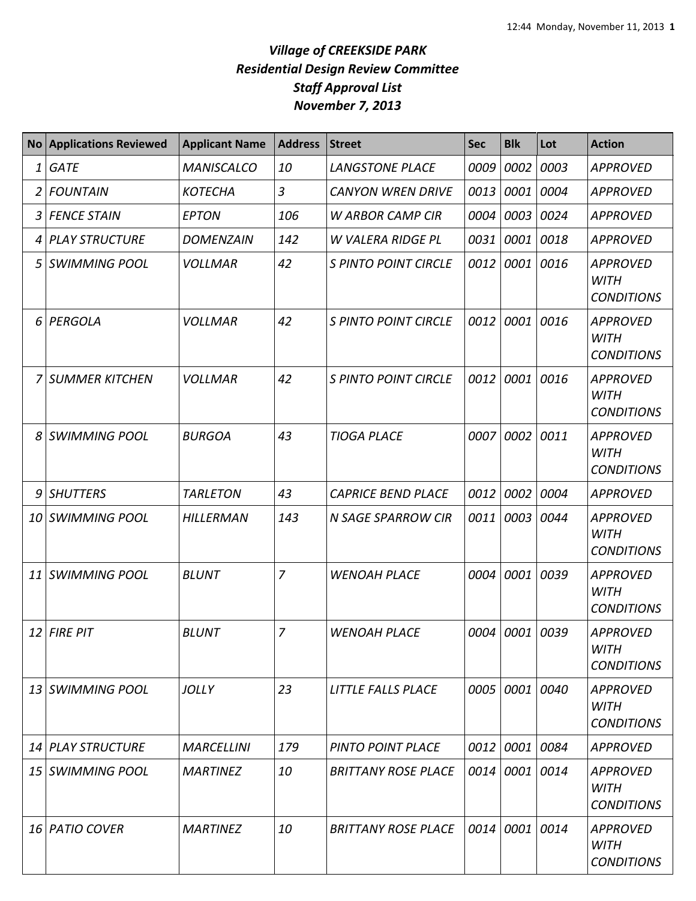*Village of CREEKSIDE PARK*
*Residential Design Review Committee*
*Staff Approval List*
*November 7, 2013*

| No | Applications Reviewed | Applicant Name | Address | Street | Sec | Blk | Lot | Action |
|---|---|---|---|---|---|---|---|---|
| 1 | GATE | MANISCALCO | 10 | LANGSTONE PLACE | 0009 | 0002 | 0003 | APPROVED |
| 2 | FOUNTAIN | KOTECHA | 3 | CANYON WREN DRIVE | 0013 | 0001 | 0004 | APPROVED |
| 3 | FENCE STAIN | EPTON | 106 | W ARBOR CAMP CIR | 0004 | 0003 | 0024 | APPROVED |
| 4 | PLAY STRUCTURE | DOMENZAIN | 142 | W VALERA RIDGE PL | 0031 | 0001 | 0018 | APPROVED |
| 5 | SWIMMING POOL | VOLLMAR | 42 | S PINTO POINT CIRCLE | 0012 | 0001 | 0016 | APPROVED WITH CONDITIONS |
| 6 | PERGOLA | VOLLMAR | 42 | S PINTO POINT CIRCLE | 0012 | 0001 | 0016 | APPROVED WITH CONDITIONS |
| 7 | SUMMER KITCHEN | VOLLMAR | 42 | S PINTO POINT CIRCLE | 0012 | 0001 | 0016 | APPROVED WITH CONDITIONS |
| 8 | SWIMMING POOL | BURGOA | 43 | TIOGA PLACE | 0007 | 0002 | 0011 | APPROVED WITH CONDITIONS |
| 9 | SHUTTERS | TARLETON | 43 | CAPRICE BEND PLACE | 0012 | 0002 | 0004 | APPROVED |
| 10 | SWIMMING POOL | HILLERMAN | 143 | N SAGE SPARROW CIR | 0011 | 0003 | 0044 | APPROVED WITH CONDITIONS |
| 11 | SWIMMING POOL | BLUNT | 7 | WENOAH PLACE | 0004 | 0001 | 0039 | APPROVED WITH CONDITIONS |
| 12 | FIRE PIT | BLUNT | 7 | WENOAH PLACE | 0004 | 0001 | 0039 | APPROVED WITH CONDITIONS |
| 13 | SWIMMING POOL | JOLLY | 23 | LITTLE FALLS PLACE | 0005 | 0001 | 0040 | APPROVED WITH CONDITIONS |
| 14 | PLAY STRUCTURE | MARCELLINI | 179 | PINTO POINT PLACE | 0012 | 0001 | 0084 | APPROVED |
| 15 | SWIMMING POOL | MARTINEZ | 10 | BRITTANY ROSE PLACE | 0014 | 0001 | 0014 | APPROVED WITH CONDITIONS |
| 16 | PATIO COVER | MARTINEZ | 10 | BRITTANY ROSE PLACE | 0014 | 0001 | 0014 | APPROVED WITH CONDITIONS |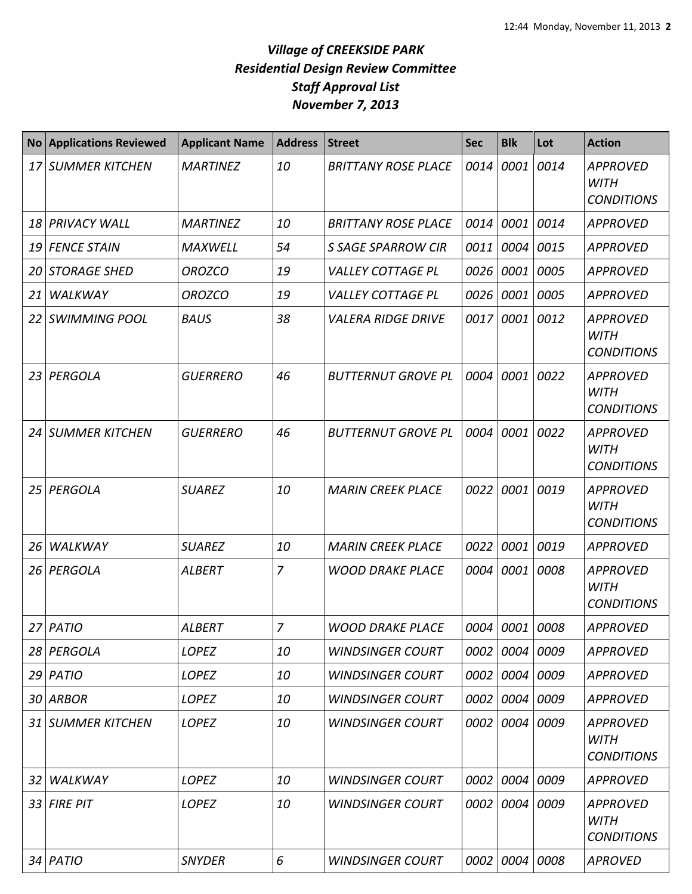# *Village of CREEKSIDE PARK*
## *Residential Design Review Committee*
## *Staff Approval List*
## *November 7, 2013*

| No | Applications Reviewed | Applicant Name | Address | Street | Sec | Blk | Lot | Action |
|---|---|---|---|---|---|---|---|---|
| 17 | SUMMER KITCHEN | MARTINEZ | 10 | BRITTANY ROSE PLACE | 0014 | 0001 | 0014 | APPROVED WITH CONDITIONS |
| 18 | PRIVACY WALL | MARTINEZ | 10 | BRITTANY ROSE PLACE | 0014 | 0001 | 0014 | APPROVED |
| 19 | FENCE STAIN | MAXWELL | 54 | S SAGE SPARROW CIR | 0011 | 0004 | 0015 | APPROVED |
| 20 | STORAGE SHED | OROZCO | 19 | VALLEY COTTAGE PL | 0026 | 0001 | 0005 | APPROVED |
| 21 | WALKWAY | OROZCO | 19 | VALLEY COTTAGE PL | 0026 | 0001 | 0005 | APPROVED |
| 22 | SWIMMING POOL | BAUS | 38 | VALERA RIDGE DRIVE | 0017 | 0001 | 0012 | APPROVED WITH CONDITIONS |
| 23 | PERGOLA | GUERRERO | 46 | BUTTERNUT GROVE PL | 0004 | 0001 | 0022 | APPROVED WITH CONDITIONS |
| 24 | SUMMER KITCHEN | GUERRERO | 46 | BUTTERNUT GROVE PL | 0004 | 0001 | 0022 | APPROVED WITH CONDITIONS |
| 25 | PERGOLA | SUAREZ | 10 | MARIN CREEK PLACE | 0022 | 0001 | 0019 | APPROVED WITH CONDITIONS |
| 26 | WALKWAY | SUAREZ | 10 | MARIN CREEK PLACE | 0022 | 0001 | 0019 | APPROVED |
| 26 | PERGOLA | ALBERT | 7 | WOOD DRAKE PLACE | 0004 | 0001 | 0008 | APPROVED WITH CONDITIONS |
| 27 | PATIO | ALBERT | 7 | WOOD DRAKE PLACE | 0004 | 0001 | 0008 | APPROVED |
| 28 | PERGOLA | LOPEZ | 10 | WINDSINGER COURT | 0002 | 0004 | 0009 | APPROVED |
| 29 | PATIO | LOPEZ | 10 | WINDSINGER COURT | 0002 | 0004 | 0009 | APPROVED |
| 30 | ARBOR | LOPEZ | 10 | WINDSINGER COURT | 0002 | 0004 | 0009 | APPROVED |
| 31 | SUMMER KITCHEN | LOPEZ | 10 | WINDSINGER COURT | 0002 | 0004 | 0009 | APPROVED WITH CONDITIONS |
| 32 | WALKWAY | LOPEZ | 10 | WINDSINGER COURT | 0002 | 0004 | 0009 | APPROVED |
| 33 | FIRE PIT | LOPEZ | 10 | WINDSINGER COURT | 0002 | 0004 | 0009 | APPROVED WITH CONDITIONS |
| 34 | PATIO | SNYDER | 6 | WINDSINGER COURT | 0002 | 0004 | 0008 | APROVED |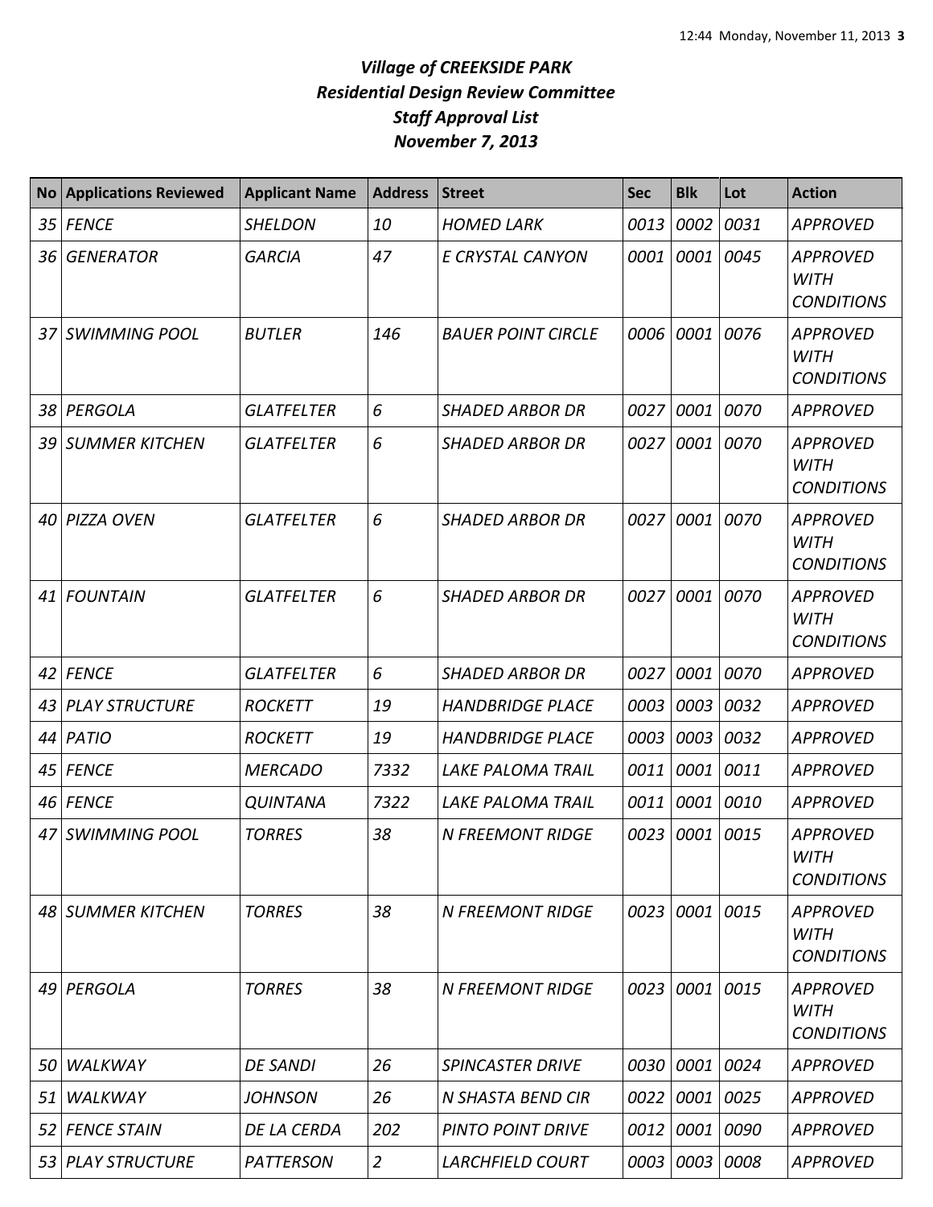# *Village of CREEKSIDE PARK*
## *Residential Design Review Committee*
## *Staff Approval List*
## *November 7, 2013*

| No | Applications Reviewed | Applicant Name | Address | Street | Sec | Blk | Lot | Action |
|---|---|---|---|---|---|---|---|---|
| 35 | FENCE | SHELDON | 10 | HOMED LARK | 0013 | 0002 | 0031 | APPROVED |
| 36 | GENERATOR | GARCIA | 47 | E CRYSTAL CANYON | 0001 | 0001 | 0045 | APPROVED WITH CONDITIONS |
| 37 | SWIMMING POOL | BUTLER | 146 | BAUER POINT CIRCLE | 0006 | 0001 | 0076 | APPROVED WITH CONDITIONS |
| 38 | PERGOLA | GLATFELTER | 6 | SHADED ARBOR DR | 0027 | 0001 | 0070 | APPROVED |
| 39 | SUMMER KITCHEN | GLATFELTER | 6 | SHADED ARBOR DR | 0027 | 0001 | 0070 | APPROVED WITH CONDITIONS |
| 40 | PIZZA OVEN | GLATFELTER | 6 | SHADED ARBOR DR | 0027 | 0001 | 0070 | APPROVED WITH CONDITIONS |
| 41 | FOUNTAIN | GLATFELTER | 6 | SHADED ARBOR DR | 0027 | 0001 | 0070 | APPROVED WITH CONDITIONS |
| 42 | FENCE | GLATFELTER | 6 | SHADED ARBOR DR | 0027 | 0001 | 0070 | APPROVED |
| 43 | PLAY STRUCTURE | ROCKETT | 19 | HANDBRIDGE PLACE | 0003 | 0003 | 0032 | APPROVED |
| 44 | PATIO | ROCKETT | 19 | HANDBRIDGE PLACE | 0003 | 0003 | 0032 | APPROVED |
| 45 | FENCE | MERCADO | 7332 | LAKE PALOMA TRAIL | 0011 | 0001 | 0011 | APPROVED |
| 46 | FENCE | QUINTANA | 7322 | LAKE PALOMA TRAIL | 0011 | 0001 | 0010 | APPROVED |
| 47 | SWIMMING POOL | TORRES | 38 | N FREEMONT RIDGE | 0023 | 0001 | 0015 | APPROVED WITH CONDITIONS |
| 48 | SUMMER KITCHEN | TORRES | 38 | N FREEMONT RIDGE | 0023 | 0001 | 0015 | APPROVED WITH CONDITIONS |
| 49 | PERGOLA | TORRES | 38 | N FREEMONT RIDGE | 0023 | 0001 | 0015 | APPROVED WITH CONDITIONS |
| 50 | WALKWAY | DE SANDI | 26 | SPINCASTER DRIVE | 0030 | 0001 | 0024 | APPROVED |
| 51 | WALKWAY | JOHNSON | 26 | N SHASTA BEND CIR | 0022 | 0001 | 0025 | APPROVED |
| 52 | FENCE STAIN | DE LA CERDA | 202 | PINTO POINT DRIVE | 0012 | 0001 | 0090 | APPROVED |
| 53 | PLAY STRUCTURE | PATTERSON | 2 | LARCHFIELD COURT | 0003 | 0003 | 0008 | APPROVED |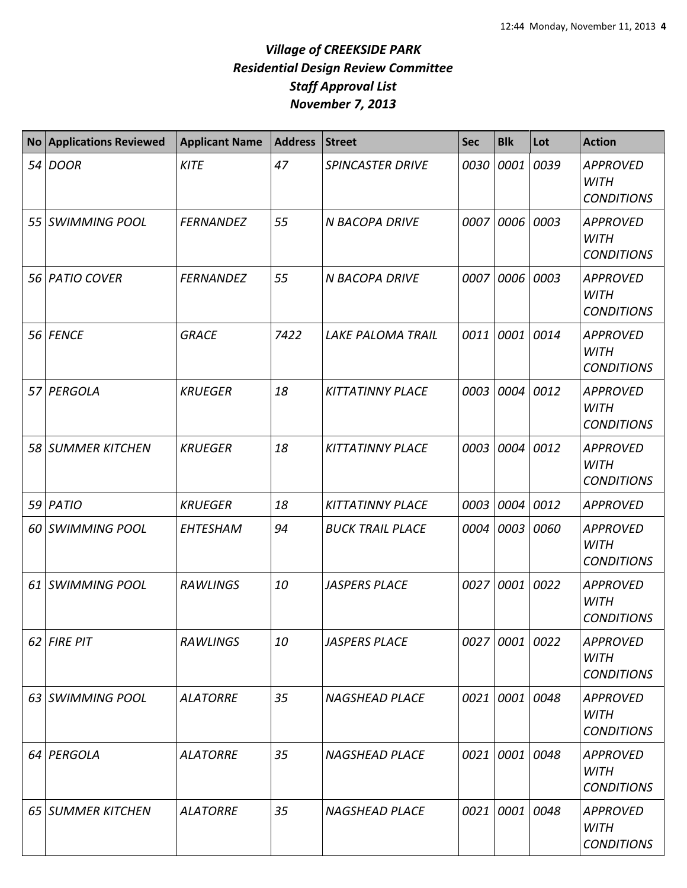# *Village of CREEKSIDE PARK*
## *Residential Design Review Committee*
## *Staff Approval List*
## *November 7, 2013*

| No | Applications Reviewed | Applicant Name | Address | Street | Sec | Blk | Lot | Action |
|---|---|---|---|---|---|---|---|---|
| *54* | *DOOR* | *KITE* | *47* | *SPINCASTER DRIVE* | *0030* | *0001* | *0039* | *APPROVED WITH CONDITIONS* |
| *55* | *SWIMMING POOL* | *FERNANDEZ* | *55* | *N BACOPA DRIVE* | *0007* | *0006* | *0003* | *APPROVED WITH CONDITIONS* |
| *56* | *PATIO COVER* | *FERNANDEZ* | *55* | *N BACOPA DRIVE* | *0007* | *0006* | *0003* | *APPROVED WITH CONDITIONS* |
| *56* | *FENCE* | *GRACE* | *7422* | *LAKE PALOMA TRAIL* | *0011* | *0001* | *0014* | *APPROVED WITH CONDITIONS* |
| *57* | *PERGOLA* | *KRUEGER* | *18* | *KITTATINNY PLACE* | *0003* | *0004* | *0012* | *APPROVED WITH CONDITIONS* |
| *58* | *SUMMER KITCHEN* | *KRUEGER* | *18* | *KITTATINNY PLACE* | *0003* | *0004* | *0012* | *APPROVED WITH CONDITIONS* |
| *59* | *PATIO* | *KRUEGER* | *18* | *KITTATINNY PLACE* | *0003* | *0004* | *0012* | *APPROVED* |
| *60* | *SWIMMING POOL* | *EHTESHAM* | *94* | *BUCK TRAIL PLACE* | *0004* | *0003* | *0060* | *APPROVED WITH CONDITIONS* |
| *61* | *SWIMMING POOL* | *RAWLINGS* | *10* | *JASPERS PLACE* | *0027* | *0001* | *0022* | *APPROVED WITH CONDITIONS* |
| *62* | *FIRE PIT* | *RAWLINGS* | *10* | *JASPERS PLACE* | *0027* | *0001* | *0022* | *APPROVED WITH CONDITIONS* |
| *63* | *SWIMMING POOL* | *ALATORRE* | *35* | *NAGSHEAD PLACE* | *0021* | *0001* | *0048* | *APPROVED WITH CONDITIONS* |
| *64* | *PERGOLA* | *ALATORRE* | *35* | *NAGSHEAD PLACE* | *0021* | *0001* | *0048* | *APPROVED WITH CONDITIONS* |
| *65* | *SUMMER KITCHEN* | *ALATORRE* | *35* | *NAGSHEAD PLACE* | *0021* | *0001* | *0048* | *APPROVED WITH CONDITIONS* |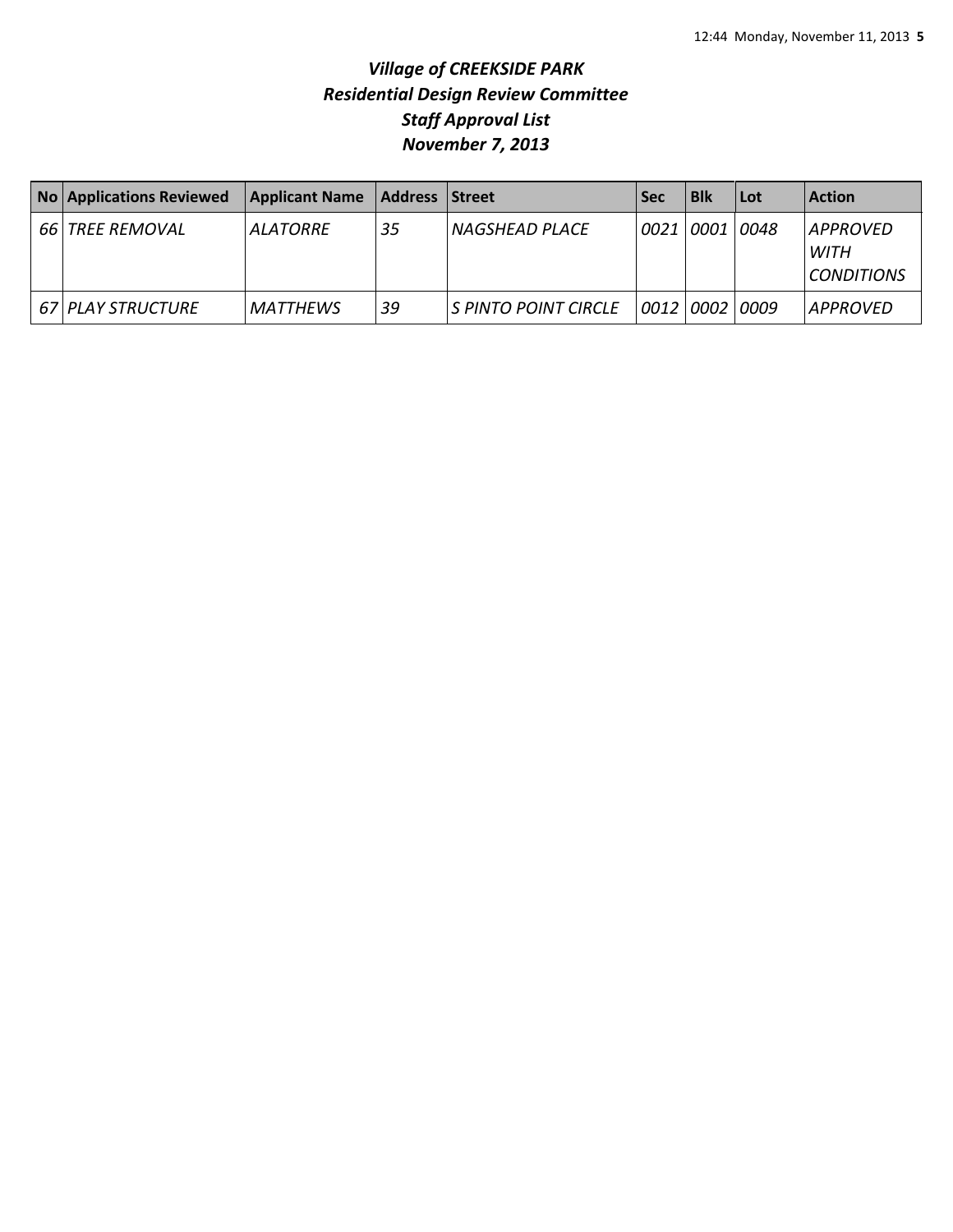# *Village of CREEKSIDE PARK*
## *Residential Design Review Committee*
## *Staff Approval List*
## *November 7, 2013*

| No | Applications Reviewed | Applicant Name | Address | Street | Sec | Blk | Lot | Action |
|---|---|---|---|---|---|---|---|---|
| *66* | *TREE REMOVAL* | *ALATORRE* | *35* | *NAGSHEAD PLACE* | *0021* | *0001* | *0048* | *APPROVED WITH CONDITIONS* |
| *67* | *PLAY STRUCTURE* | *MATTHEWS* | *39* | *S PINTO POINT CIRCLE* | *0012* | *0002* | *0009* | *APPROVED* |